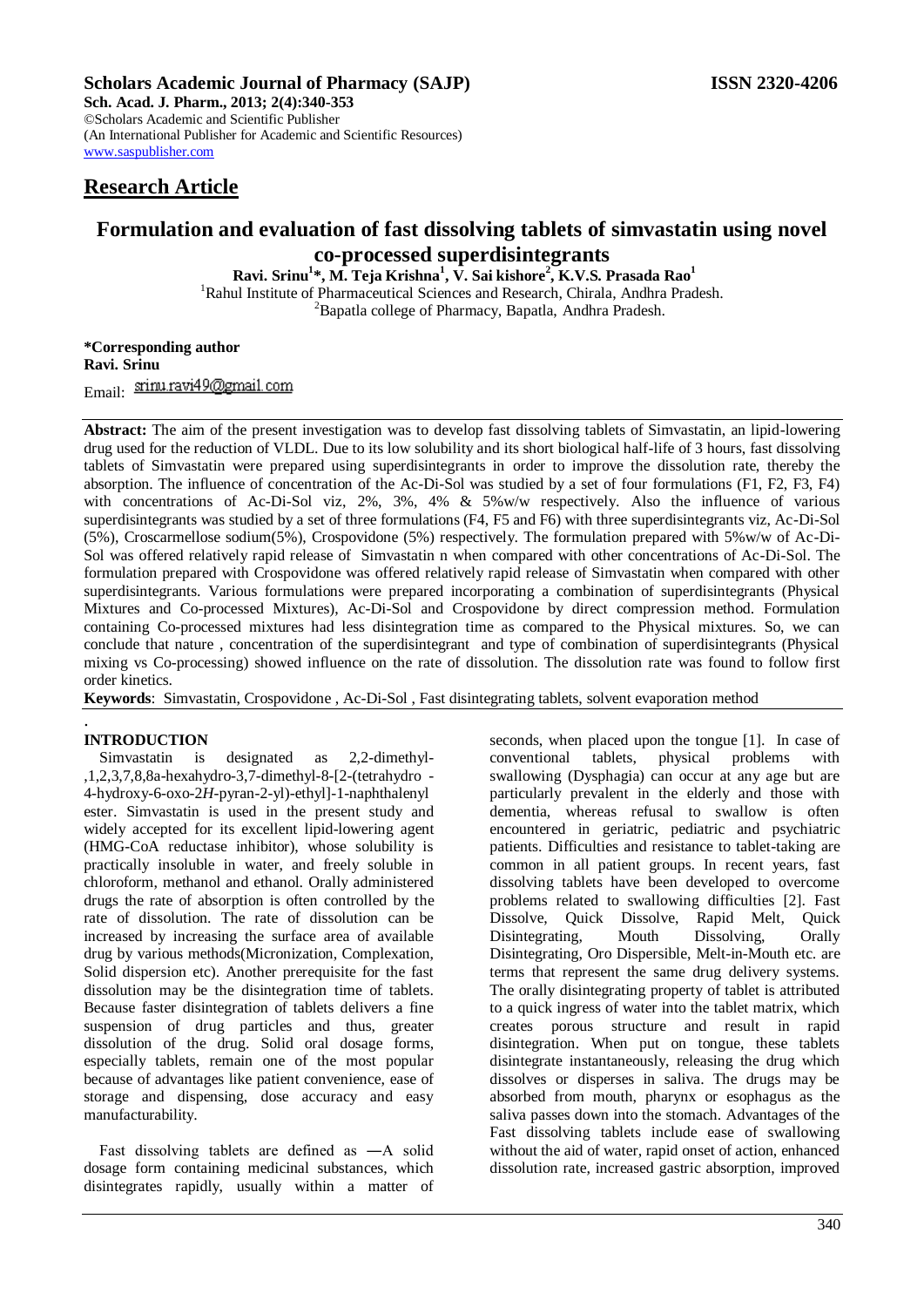**Scholars Academic Journal of Pharmacy (SAJP)** **ISSN 2320-4206**

**Sch. Acad. J. Pharm., 2013; 2(4):340-353**
©Scholars Academic and Scientific Publisher
(An International Publisher for Academic and Scientific Resources)
www.saspublisher.com

## Research Article

# Formulation and evaluation of fast dissolving tablets of simvastatin using novel co-processed superdisintegrants

**Ravi. Srinu[1]\*, M. Teja Krishna[1], V. Sai kishore[2], K.V.S. Prasada Rao[1]**

[1]Rahul Institute of Pharmaceutical Sciences and Research, Chirala, Andhra Pradesh.
[2]Bapatla college of Pharmacy, Bapatla, Andhra Pradesh.

**\*Corresponding author**
**Ravi. Srinu**
Email: srinu.ravi49@gmail.com

**Abstract:** The aim of the present investigation was to develop fast dissolving tablets of Simvastatin, an lipid-lowering drug used for the reduction of VLDL. Due to its low solubility and its short biological half-life of 3 hours, fast dissolving tablets of Simvastatin were prepared using superdisintegrants in order to improve the dissolution rate, thereby the absorption. The influence of concentration of the Ac-Di-Sol was studied by a set of four formulations (F1, F2, F3, F4) with concentrations of Ac-Di-Sol viz, 2%, 3%, 4% & 5%w/w respectively. Also the influence of various superdisintegrants was studied by a set of three formulations (F4, F5 and F6) with three superdisintegrants viz, Ac-Di-Sol (5%), Croscarmellose sodium(5%), Crospovidone (5%) respectively. The formulation prepared with 5%w/w of Ac-Di-Sol was offered relatively rapid release of Simvastatin n when compared with other concentrations of Ac-Di-Sol. The formulation prepared with Crospovidone was offered relatively rapid release of Simvastatin when compared with other superdisintegrants. Various formulations were prepared incorporating a combination of superdisintegrants (Physical Mixtures and Co-processed Mixtures), Ac-Di-Sol and Crospovidone by direct compression method. Formulation containing Co-processed mixtures had less disintegration time as compared to the Physical mixtures. So, we can conclude that nature , concentration of the superdisintegrant and type of combination of superdisintegrants (Physical mixing vs Co-processing) showed influence on the rate of dissolution. The dissolution rate was found to follow first order kinetics.

**Keywords**: Simvastatin, Crospovidone , Ac-Di-Sol , Fast disintegrating tablets, solvent evaporation method

## INTRODUCTION

Simvastatin is designated as 2,2-dimethyl-,1,2,3,7,8,8a-hexahydro-3,7-dimethyl-8-[2-(tetrahydro -4-hydroxy-6-oxo-2*H*-pyran-2-yl)-ethyl]-1-naphthalenyl ester. Simvastatin is used in the present study and widely accepted for its excellent lipid-lowering agent (HMG-CoA reductase inhibitor), whose solubility is practically insoluble in water, and freely soluble in chloroform, methanol and ethanol. Orally administered drugs the rate of absorption is often controlled by the rate of dissolution. The rate of dissolution can be increased by increasing the surface area of available drug by various methods(Micronization, Complexation, Solid dispersion etc). Another prerequisite for the fast dissolution may be the disintegration time of tablets. Because faster disintegration of tablets delivers a fine suspension of drug particles and thus, greater dissolution of the drug. Solid oral dosage forms, especially tablets, remain one of the most popular because of advantages like patient convenience, ease of storage and dispensing, dose accuracy and easy manufacturability.

Fast dissolving tablets are defined as ―A solid dosage form containing medicinal substances, which disintegrates rapidly, usually within a matter of seconds, when placed upon the tongue [1]. In case of conventional tablets, physical problems with swallowing (Dysphagia) can occur at any age but are particularly prevalent in the elderly and those with dementia, whereas refusal to swallow is often encountered in geriatric, pediatric and psychiatric patients. Difficulties and resistance to tablet-taking are common in all patient groups. In recent years, fast dissolving tablets have been developed to overcome problems related to swallowing difficulties [2]. Fast Dissolve, Quick Dissolve, Rapid Melt, Quick Disintegrating, Mouth Dissolving, Orally Disintegrating, Oro Dispersible, Melt-in-Mouth etc. are terms that represent the same drug delivery systems. The orally disintegrating property of tablet is attributed to a quick ingress of water into the tablet matrix, which creates porous structure and result in rapid disintegration. When put on tongue, these tablets disintegrate instantaneously, releasing the drug which dissolves or disperses in saliva. The drugs may be absorbed from mouth, pharynx or esophagus as the saliva passes down into the stomach. Advantages of the Fast dissolving tablets include ease of swallowing without the aid of water, rapid onset of action, enhanced dissolution rate, increased gastric absorption, improved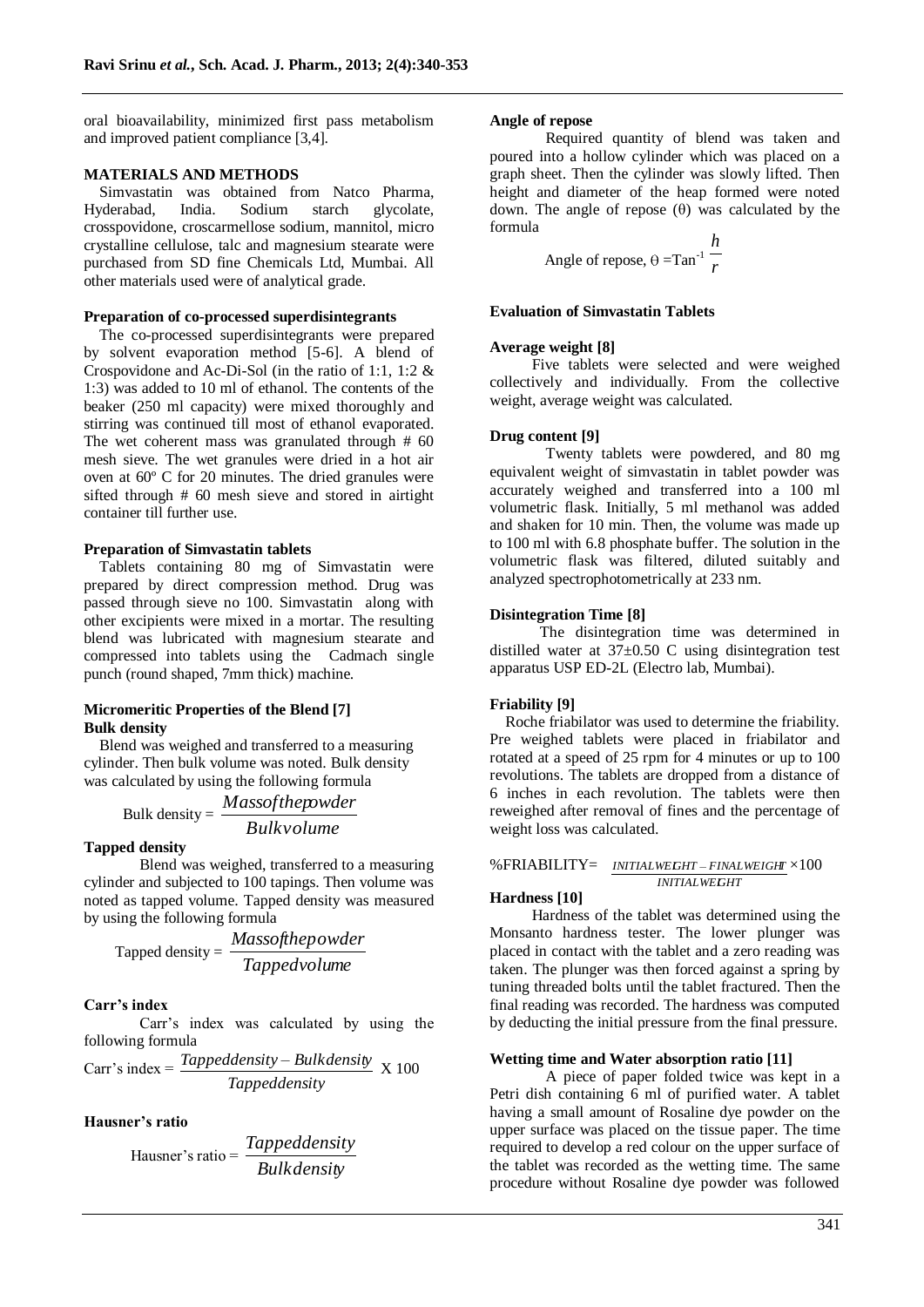oral bioavailability, minimized first pass metabolism and improved patient compliance [3,4].

## MATERIALS AND METHODS

Simvastatin was obtained from Natco Pharma, Hyderabad, India. Sodium starch glycolate, crosspovidone, croscarmellose sodium, mannitol, micro crystalline cellulose, talc and magnesium stearate were purchased from SD fine Chemicals Ltd, Mumbai. All other materials used were of analytical grade.

### Preparation of co-processed superdisintegrants

The co-processed superdisintegrants were prepared by solvent evaporation method [5-6]. A blend of Crospovidone and Ac-Di-Sol (in the ratio of 1:1, 1:2 & 1:3) was added to 10 ml of ethanol. The contents of the beaker (250 ml capacity) were mixed thoroughly and stirring was continued till most of ethanol evaporated. The wet coherent mass was granulated through # 60 mesh sieve. The wet granules were dried in a hot air oven at 60º C for 20 minutes. The dried granules were sifted through # 60 mesh sieve and stored in airtight container till further use.

### Preparation of Simvastatin tablets

Tablets containing 80 mg of Simvastatin were prepared by direct compression method. Drug was passed through sieve no 100. Simvastatin along with other excipients were mixed in a mortar. The resulting blend was lubricated with magnesium stearate and compressed into tablets using the Cadmach single punch (round shaped, 7mm thick) machine.

### Micromeritic Properties of the Blend [7]

**Bulk density**

Blend was weighed and transferred to a measuring cylinder. Then bulk volume was noted. Bulk density was calculated by using the following formula

$$\text{Bulk density} = \frac{\text{Mass of the powder}}{\text{Bulk volume}}$$

**Tapped density**

Blend was weighed, transferred to a measuring cylinder and subjected to 100 tapings. Then volume was noted as tapped volume. Tapped density was measured by using the following formula

$$\text{Tapped density} = \frac{\text{Mass of the powder}}{\text{Tapped volume}}$$

**Carr's index**

Carr's index was calculated by using the following formula

$$\text{Carr's index} = \frac{\text{Tapped density} - \text{Bulk density}}{\text{Tapped density}} \times 100$$

**Hausner's ratio**

$$\text{Hausner's ratio} = \frac{\text{Tapped density}}{\text{Bulk density}}$$

**Angle of repose**

Required quantity of blend was taken and poured into a hollow cylinder which was placed on a graph sheet. Then the cylinder was slowly lifted. Then height and diameter of the heap formed were noted down. The angle of repose (θ) was calculated by the formula

$$\text{Angle of repose, } \theta = \text{Tan}^{-1}\frac{h}{r}$$

### Evaluation of Simvastatin Tablets

**Average weight [8]**

Five tablets were selected and were weighed collectively and individually. From the collective weight, average weight was calculated.

**Drug content [9]**

Twenty tablets were powdered, and 80 mg equivalent weight of simvastatin in tablet powder was accurately weighed and transferred into a 100 ml volumetric flask. Initially, 5 ml methanol was added and shaken for 10 min. Then, the volume was made up to 100 ml with 6.8 phosphate buffer. The solution in the volumetric flask was filtered, diluted suitably and analyzed spectrophotometrically at 233 nm.

**Disintegration Time [8]**

The disintegration time was determined in distilled water at 37±0.50 C using disintegration test apparatus USP ED-2L (Electro lab, Mumbai).

**Friability [9]**

Roche friabilator was used to determine the friability. Pre weighed tablets were placed in friabilator and rotated at a speed of 25 rpm for 4 minutes or up to 100 revolutions. The tablets are dropped from a distance of 6 inches in each revolution. The tablets were then reweighed after removal of fines and the percentage of weight loss was calculated.

$$\%\text{FRIABILITY} = \frac{\text{INITIAL WEIGHT} - \text{FINAL WEIGHT}}{\text{INITIAL WEIGHT}} \times 100$$

**Hardness [10]**

Hardness of the tablet was determined using the Monsanto hardness tester. The lower plunger was placed in contact with the tablet and a zero reading was taken. The plunger was then forced against a spring by tuning threaded bolts until the tablet fractured. Then the final reading was recorded. The hardness was computed by deducting the initial pressure from the final pressure.

**Wetting time and Water absorption ratio [11]**

A piece of paper folded twice was kept in a Petri dish containing 6 ml of purified water. A tablet having a small amount of Rosaline dye powder on the upper surface was placed on the tissue paper. The time required to develop a red colour on the upper surface of the tablet was recorded as the wetting time. The same procedure without Rosaline dye powder was followed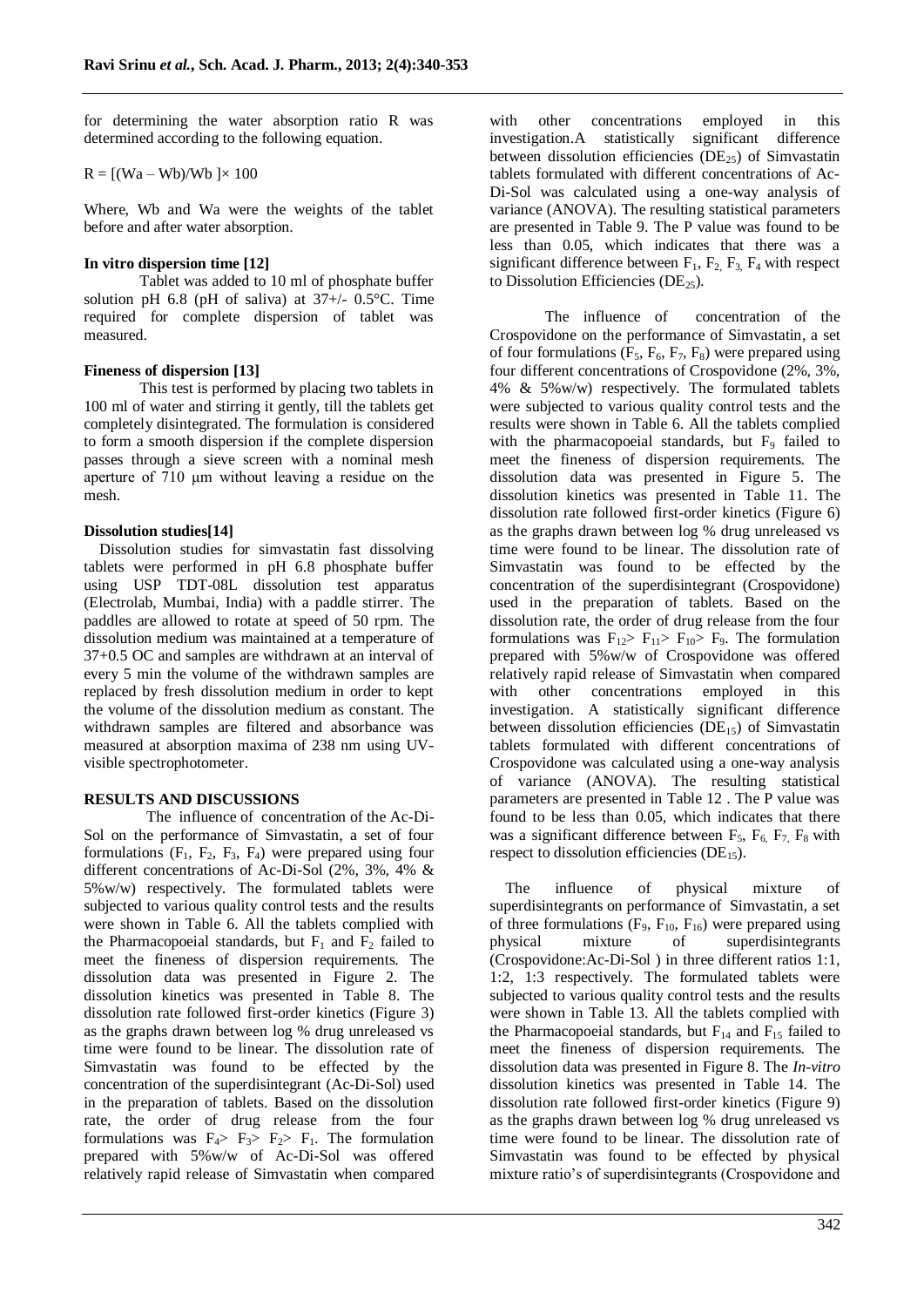for determining the water absorption ratio R was determined according to the following equation.

$R = [(Wa – Wb)/Wb] \times 100$

Where, Wb and Wa were the weights of the tablet before and after water absorption.

### In vitro dispersion time [12]

Tablet was added to 10 ml of phosphate buffer solution pH 6.8 (pH of saliva) at 37+/- 0.5°C. Time required for complete dispersion of tablet was measured.

### Fineness of dispersion [13]

This test is performed by placing two tablets in 100 ml of water and stirring it gently, till the tablets get completely disintegrated. The formulation is considered to form a smooth dispersion if the complete dispersion passes through a sieve screen with a nominal mesh aperture of 710 µm without leaving a residue on the mesh.

### Dissolution studies[14]

Dissolution studies for simvastatin fast dissolving tablets were performed in pH 6.8 phosphate buffer using USP TDT-08L dissolution test apparatus (Electrolab, Mumbai, India) with a paddle stirrer. The paddles are allowed to rotate at speed of 50 rpm. The dissolution medium was maintained at a temperature of 37+0.5 OC and samples are withdrawn at an interval of every 5 min the volume of the withdrawn samples are replaced by fresh dissolution medium in order to kept the volume of the dissolution medium as constant. The withdrawn samples are filtered and absorbance was measured at absorption maxima of 238 nm using UV-visible spectrophotometer.

## RESULTS AND DISCUSSIONS

The influence of concentration of the Ac-Di-Sol on the performance of Simvastatin, a set of four formulations ($F_1$, $F_2$, $F_3$, $F_4$) were prepared using four different concentrations of Ac-Di-Sol (2%, 3%, 4% & 5%w/w) respectively. The formulated tablets were subjected to various quality control tests and the results were shown in Table 6. All the tablets complied with the Pharmacopoeial standards, but $F_1$ and $F_2$ failed to meet the fineness of dispersion requirements. The dissolution data was presented in Figure 2. The dissolution kinetics was presented in Table 8. The dissolution rate followed first-order kinetics (Figure 3) as the graphs drawn between log % drug unreleased vs time were found to be linear. The dissolution rate of Simvastatin was found to be effected by the concentration of the superdisintegrant (Ac-Di-Sol) used in the preparation of tablets. Based on the dissolution rate, the order of drug release from the four formulations was $F_4 > F_3 > F_2 > F_1$. The formulation prepared with 5%w/w of Ac-Di-Sol was offered relatively rapid release of Simvastatin when compared with other concentrations employed in this investigation.A statistically significant difference between dissolution efficiencies ($DE_{25}$) of Simvastatin tablets formulated with different concentrations of Ac-Di-Sol was calculated using a one-way analysis of variance (ANOVA). The resulting statistical parameters are presented in Table 9. The P value was found to be less than 0.05, which indicates that there was a significant difference between $F_1$, $F_2$, $F_3$, $F_4$ with respect to Dissolution Efficiencies ($DE_{25}$).

The influence of concentration of the Crospovidone on the performance of Simvastatin, a set of four formulations ($F_5$, $F_6$, $F_7$, $F_8$) were prepared using four different concentrations of Crospovidone (2%, 3%, 4% & 5%w/w) respectively. The formulated tablets were subjected to various quality control tests and the results were shown in Table 6. All the tablets complied with the pharmacopoeial standards, but $F_9$ failed to meet the fineness of dispersion requirements. The dissolution data was presented in Figure 5. The dissolution kinetics was presented in Table 11. The dissolution rate followed first-order kinetics (Figure 6) as the graphs drawn between log % drug unreleased vs time were found to be linear. The dissolution rate of Simvastatin was found to be effected by the concentration of the superdisintegrant (Crospovidone) used in the preparation of tablets. Based on the dissolution rate, the order of drug release from the four formulations was $F_{12} > F_{11} > F_{10} > F_9$. The formulation prepared with 5%w/w of Crospovidone was offered relatively rapid release of Simvastatin when compared with other concentrations employed in this investigation. A statistically significant difference between dissolution efficiencies ($DE_{15}$) of Simvastatin tablets formulated with different concentrations of Crospovidone was calculated using a one-way analysis of variance (ANOVA). The resulting statistical parameters are presented in Table 12 . The P value was found to be less than 0.05, which indicates that there was a significant difference between $F_5$, $F_6$, $F_7$, $F_8$ with respect to dissolution efficiencies ($DE_{15}$).

The influence of physical mixture of superdisintegrants on performance of Simvastatin, a set of three formulations ($F_9$, $F_{10}$, $F_{16}$) were prepared using physical mixture of superdisintegrants (Crospovidone:Ac-Di-Sol ) in three different ratios 1:1, 1:2, 1:3 respectively. The formulated tablets were subjected to various quality control tests and the results were shown in Table 13. All the tablets complied with the Pharmacopoeial standards, but $F_{14}$ and $F_{15}$ failed to meet the fineness of dispersion requirements. The dissolution data was presented in Figure 8. The *In-vitro* dissolution kinetics was presented in Table 14. The dissolution rate followed first-order kinetics (Figure 9) as the graphs drawn between log % drug unreleased vs time were found to be linear. The dissolution rate of Simvastatin was found to be effected by physical mixture ratio's of superdisintegrants (Crospovidone and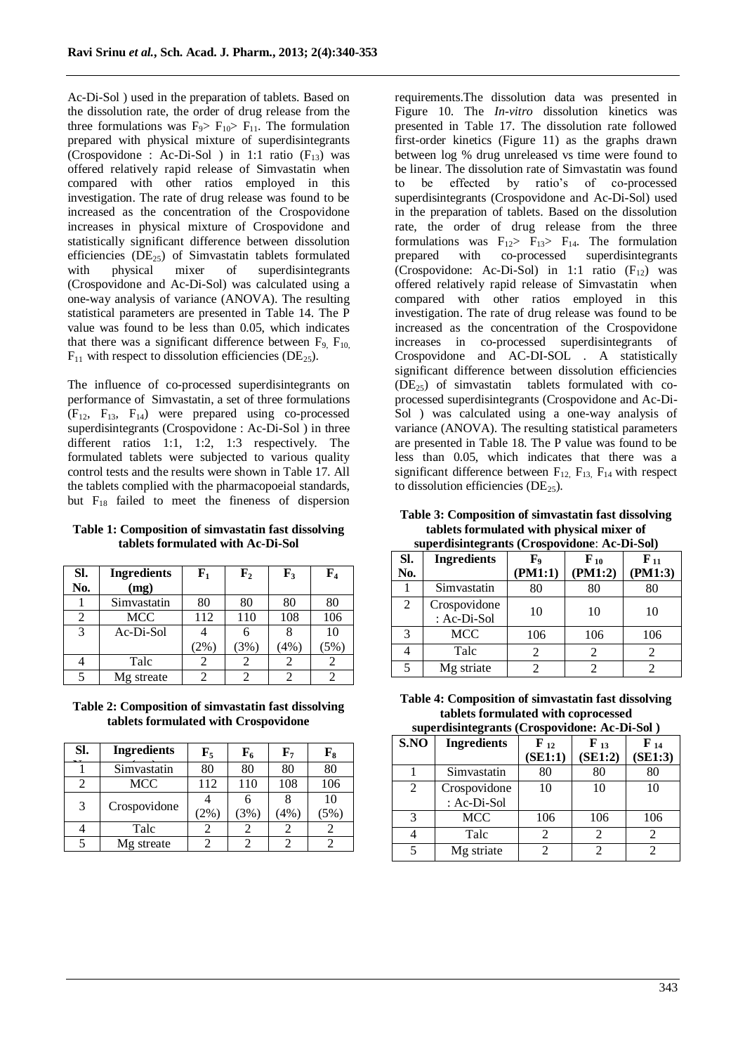Ac-Di-Sol ) used in the preparation of tablets. Based on the dissolution rate, the order of drug release from the three formulations was $F_9 > F_{10} > F_{11}$. The formulation prepared with physical mixture of superdisintegrants (Crospovidone : Ac-Di-Sol ) in 1:1 ratio ($F_{13}$) was offered relatively rapid release of Simvastatin when compared with other ratios employed in this investigation. The rate of drug release was found to be increased as the concentration of the Crospovidone increases in physical mixture of Crospovidone and statistically significant difference between dissolution efficiencies ($DE_{25}$) of Simvastatin tablets formulated with physical mixer of superdisintegrants (Crospovidone and Ac-Di-Sol) was calculated using a one-way analysis of variance (ANOVA). The resulting statistical parameters are presented in Table 14. The P value was found to be less than 0.05, which indicates that there was a significant difference between $F_9$, $F_{10}$, $F_{11}$ with respect to dissolution efficiencies ($DE_{25}$).

The influence of co-processed superdisintegrants on performance of Simvastatin, a set of three formulations ($F_{12}$, $F_{13}$, $F_{14}$) were prepared using co-processed superdisintegrants (Crospovidone : Ac-Di-Sol ) in three different ratios 1:1, 1:2, 1:3 respectively. The formulated tablets were subjected to various quality control tests and the results were shown in Table 17. All the tablets complied with the pharmacopoeial standards, but $F_{18}$ failed to meet the fineness of dispersion requirements.The dissolution data was presented in Figure 10. The *In-vitro* dissolution kinetics was presented in Table 17. The dissolution rate followed first-order kinetics (Figure 11) as the graphs drawn between log % drug unreleased vs time were found to be linear. The dissolution rate of Simvastatin was found to be effected by ratio's of co-processed superdisintegrants (Crospovidone and Ac-Di-Sol) used in the preparation of tablets. Based on the dissolution rate, the order of drug release from the three formulations was $F_{12} > F_{13} > F_{14}$. The formulation prepared with co-processed superdisintegrants (Crospovidone: Ac-Di-Sol) in 1:1 ratio ($F_{12}$) was offered relatively rapid release of Simvastatin when compared with other ratios employed in this investigation. The rate of drug release was found to be increased as the concentration of the Crospovidone increases in co-processed superdisintegrants of Crospovidone and AC-DI-SOL . A statistically significant difference between dissolution efficiencies ($DE_{25}$) of simvastatin tablets formulated with co-processed superdisintegrants (Crospovidone and Ac-Di-Sol ) was calculated using a one-way analysis of variance (ANOVA). The resulting statistical parameters are presented in Table 18. The P value was found to be less than 0.05, which indicates that there was a significant difference between $F_{12}$, $F_{13}$, $F_{14}$ with respect to dissolution efficiencies ($DE_{25}$).

**Table 1: Composition of simvastatin fast dissolving tablets formulated with Ac-Di-Sol**

| Sl. No. | Ingredients (mg) | $F_1$ | $F_2$ | $F_3$ | $F_4$ |
|---|---|---|---|---|---|
| 1 | Simvastatin | 80 | 80 | 80 | 80 |
| 2 | MCC | 112 | 110 | 108 | 106 |
| 3 | Ac-Di-Sol | 4 (2%) | 6 (3%) | 8 (4%) | 10 (5%) |
| 4 | Talc | 2 | 2 | 2 | 2 |
| 5 | Mg streate | 2 | 2 | 2 | 2 |

**Table 2: Composition of simvastatin fast dissolving tablets formulated with Crospovidone**

| Sl. No. | Ingredients (mg) | $F_5$ | $F_6$ | $F_7$ | $F_8$ |
|---|---|---|---|---|---|
| 1 | Simvastatin | 80 | 80 | 80 | 80 |
| 2 | MCC | 112 | 110 | 108 | 106 |
| 3 | Crospovidone | 4 (2%) | 6 (3%) | 8 (4%) | 10 (5%) |
| 4 | Talc | 2 | 2 | 2 | 2 |
| 5 | Mg streate | 2 | 2 | 2 | 2 |

**Table 3: Composition of simvastatin fast dissolving tablets formulated with physical mixer of superdisintegrants (Crospovidone: Ac-Di-Sol)**

| Sl. No. | Ingredients | $F_9$ (PM1:1) | $F_{10}$ (PM1:2) | $F_{11}$ (PM1:3) |
|---|---|---|---|---|
| 1 | Simvastatin | 80 | 80 | 80 |
| 2 | Crospovidone : Ac-Di-Sol | 10 | 10 | 10 |
| 3 | MCC | 106 | 106 | 106 |
| 4 | Talc | 2 | 2 | 2 |
| 5 | Mg striate | 2 | 2 | 2 |

**Table 4: Composition of simvastatin fast dissolving tablets formulated with coprocessed superdisintegrants (Crospovidone: Ac-Di-Sol )**

| S.NO | Ingredients | $F_{12}$ (SE1:1) | $F_{13}$ (SE1:2) | $F_{14}$ (SE1:3) |
|---|---|---|---|---|
| 1 | Simvastatin | 80 | 80 | 80 |
| 2 | Crospovidone : Ac-Di-Sol | 10 | 10 | 10 |
| 3 | MCC | 106 | 106 | 106 |
| 4 | Talc | 2 | 2 | 2 |
| 5 | Mg striate | 2 | 2 | 2 |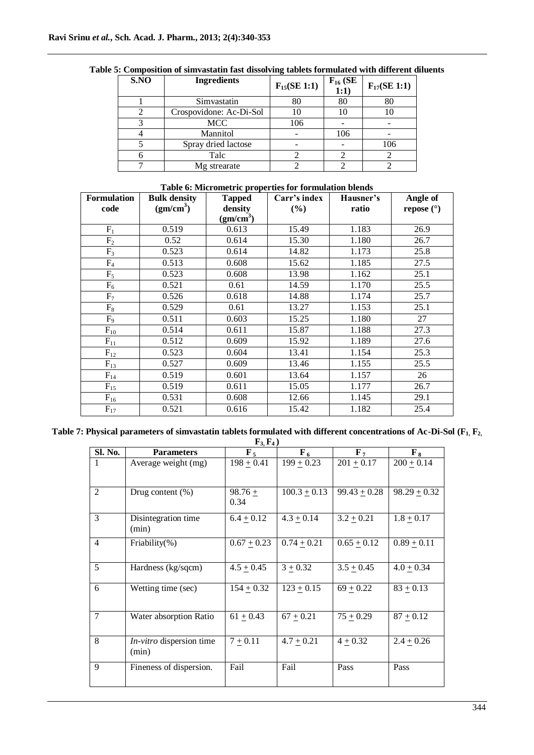**Table 5: Composition of simvastatin fast dissolving tablets formulated with different diluents**

| S.NO | Ingredients | $F_{15}$(SE 1:1) | $F_{16}$ (SE 1:1) | $F_{17}$(SE 1:1) |
|---|---|---|---|---|
| 1 | Simvastatin | 80 | 80 | 80 |
| 2 | Crospovidone: Ac-Di-Sol | 10 | 10 | 10 |
| 3 | MCC | 106 | - | - |
| 4 | Mannitol | - | 106 | - |
| 5 | Spray dried lactose | - | - | 106 |
| 6 | Talc | 2 | 2 | 2 |
| 7 | Mg strearate | 2 | 2 | 2 |

**Table 6: Micrometric properties for formulation blends**

| Formulation code | Bulk density ($gm/cm^3$) | Tapped density ($gm/cm^3$) | Carr's index (%) | Hausner's ratio | Angle of repose (°) |
|---|---|---|---|---|---|
| $F_1$ | 0.519 | 0.613 | 15.49 | 1.183 | 26.9 |
| $F_2$ | 0.52 | 0.614 | 15.30 | 1.180 | 26.7 |
| $F_3$ | 0.523 | 0.614 | 14.82 | 1.173 | 25.8 |
| $F_4$ | 0.513 | 0.608 | 15.62 | 1.185 | 27.5 |
| $F_5$ | 0.523 | 0.608 | 13.98 | 1.162 | 25.1 |
| $F_6$ | 0.521 | 0.61 | 14.59 | 1.170 | 25.5 |
| $F_7$ | 0.526 | 0.618 | 14.88 | 1.174 | 25.7 |
| $F_8$ | 0.529 | 0.61 | 13.27 | 1.153 | 25.1 |
| $F_9$ | 0.511 | 0.603 | 15.25 | 1.180 | 27 |
| $F_{10}$ | 0.514 | 0.611 | 15.87 | 1.188 | 27.3 |
| $F_{11}$ | 0.512 | 0.609 | 15.92 | 1.189 | 27.6 |
| $F_{12}$ | 0.523 | 0.604 | 13.41 | 1.154 | 25.3 |
| $F_{13}$ | 0.527 | 0.609 | 13.46 | 1.155 | 25.5 |
| $F_{14}$ | 0.519 | 0.601 | 13.64 | 1.157 | 26 |
| $F_{15}$ | 0.519 | 0.611 | 15.05 | 1.177 | 26.7 |
| $F_{16}$ | 0.531 | 0.608 | 12.66 | 1.145 | 29.1 |
| $F_{17}$ | 0.521 | 0.616 | 15.42 | 1.182 | 25.4 |

**Table 7: Physical parameters of simvastatin tablets formulated with different concentrations of Ac-Di-Sol ($F_1$, $F_2$, $F_3$, $F_4$)**

| Sl. No. | Parameters | $F_5$ | $F_6$ | $F_7$ | $F_8$ |
|---|---|---|---|---|---|
| 1 | Average weight (mg) | 198 ± 0.41 | 199 ± 0.23 | 201 ± 0.17 | 200 ± 0.14 |
| 2 | Drug content (%) | 98.76 ± 0.34 | 100.3 ± 0.13 | 99.43 ± 0.28 | 98.29 ± 0.32 |
| 3 | Disintegration time (min) | 6.4 ± 0.12 | 4.3 ± 0.14 | 3.2 ± 0.21 | 1.8 ± 0.17 |
| 4 | Friability(%) | 0.67 ± 0.23 | 0.74 ± 0.21 | 0.65 ± 0.12 | 0.89 ± 0.11 |
| 5 | Hardness (kg/sqcm) | 4.5 ± 0.45 | 3 ± 0.32 | 3.5 ± 0.45 | 4.0 ± 0.34 |
| 6 | Wetting time (sec) | 154 ± 0.32 | 123 ± 0.15 | 69 ± 0.22 | 83 ± 0.13 |
| 7 | Water absorption Ratio | 61 ± 0.43 | 67 ± 0.21 | 75 ± 0.29 | 87 ± 0.12 |
| 8 | *In-vitro* dispersion time (min) | 7 ± 0.11 | 4.7 ± 0.21 | 4 ± 0.32 | 2.4 ± 0.26 |
| 9 | Fineness of dispersion. | Fail | Fail | Pass | Pass |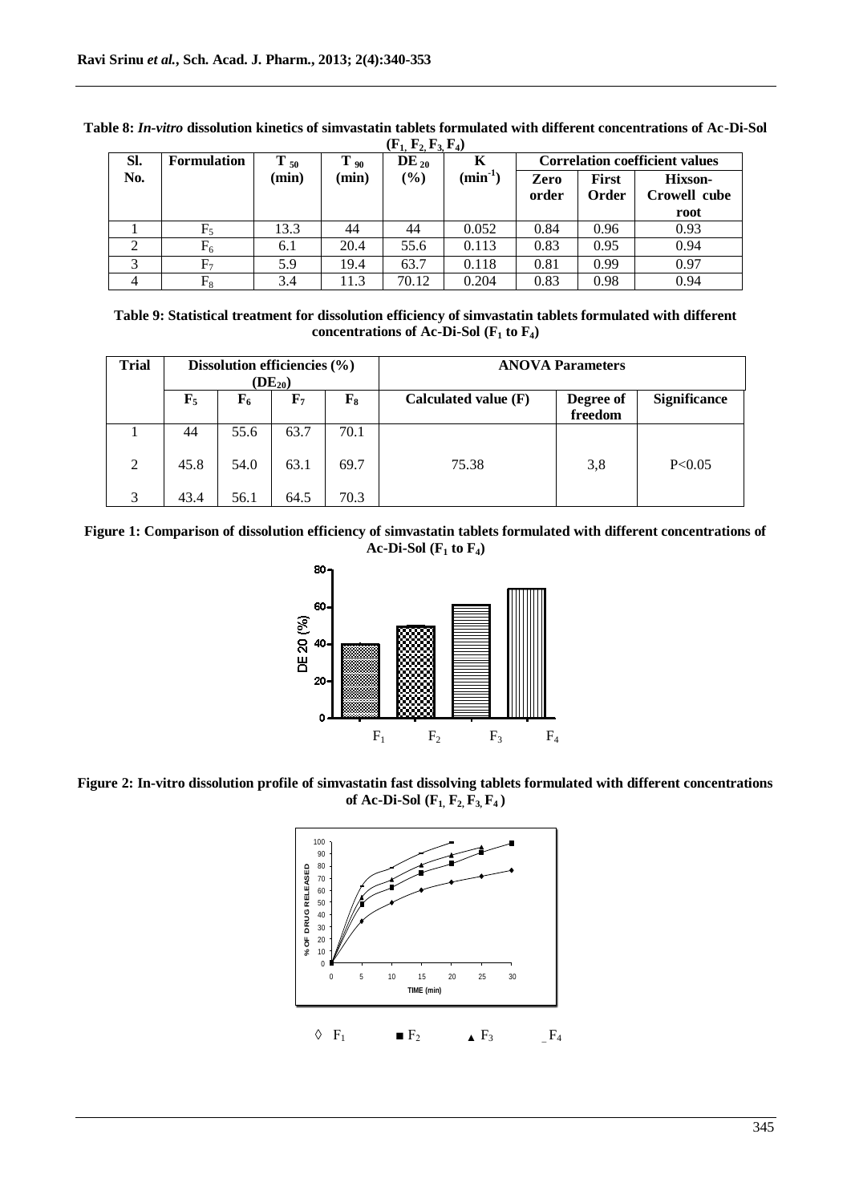**Table 8: *In-vitro* dissolution kinetics of simvastatin tablets formulated with different concentrations of Ac-Di-Sol ($F_1$, $F_2$, $F_3$, $F_4$)**

| Sl. No. | Formulation | $T_{50}$ (min) | $T_{90}$ (min) | $DE_{20}$ (%) | K ($min^{-1}$) | Correlation coefficient values | | |
|---|---|---|---|---|---|---|---|---|
| | | | | | | Zero order | First Order | Hixson-Crowell cube root |
| 1 | $F_5$ | 13.3 | 44 | 44 | 0.052 | 0.84 | 0.96 | 0.93 |
| 2 | $F_6$ | 6.1 | 20.4 | 55.6 | 0.113 | 0.83 | 0.95 | 0.94 |
| 3 | $F_7$ | 5.9 | 19.4 | 63.7 | 0.118 | 0.81 | 0.99 | 0.97 |
| 4 | $F_8$ | 3.4 | 11.3 | 70.12 | 0.204 | 0.83 | 0.98 | 0.94 |

**Table 9: Statistical treatment for dissolution efficiency of simvastatin tablets formulated with different concentrations of Ac-Di-Sol ($F_1$ to $F_4$)**

| Trial | Dissolution efficiencies (%) ($DE_{20}$) | | | | ANOVA Parameters | | |
|---|---|---|---|---|---|---|---|
| | $F_5$ | $F_6$ | $F_7$ | $F_8$ | Calculated value (F) | Degree of freedom | Significance |
| 1 | 44 | 55.6 | 63.7 | 70.1 | | | |
| 2 | 45.8 | 54.0 | 63.1 | 69.7 | 75.38 | 3,8 | $P<0.05$ |
| 3 | 43.4 | 56.1 | 64.5 | 70.3 | | | |

**Figure 1: Comparison of dissolution efficiency of simvastatin tablets formulated with different concentrations of Ac-Di-Sol ($F_1$ to $F_4$)**

**Figure 2: In-vitro dissolution profile of simvastatin fast dissolving tablets formulated with different concentrations of Ac-Di-Sol ($F_1$, $F_2$, $F_3$, $F_4$)**

◊ $F_1$ ■ $F_2$ ▲ $F_3$ _ $F_4$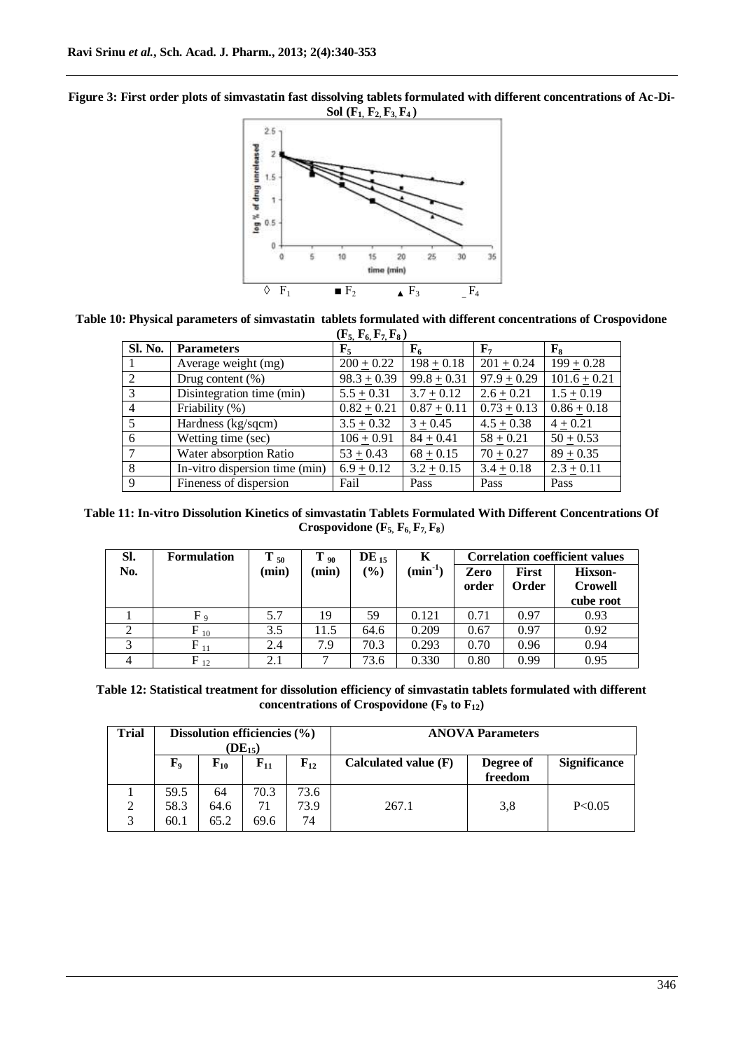**Figure 3: First order plots of simvastatin fast dissolving tablets formulated with different concentrations of Ac-Di-Sol ($F_1$, $F_2$, $F_3$, $F_4$)**

◊ $F_1$ ■ $F_2$ ▲ $F_3$ _ $F_4$

**Table 10: Physical parameters of simvastatin tablets formulated with different concentrations of Crospovidone ($F_5$, $F_6$, $F_7$, $F_8$)**

| Sl. No. | Parameters | $F_5$ | $F_6$ | $F_7$ | $F_8$ |
|---|---|---|---|---|---|
| 1 | Average weight (mg) | 200 ± 0.22 | 198 ± 0.18 | 201 ± 0.24 | 199 ± 0.28 |
| 2 | Drug content (%) | 98.3 ± 0.39 | 99.8 ± 0.31 | 97.9 ± 0.29 | 101.6 ± 0.21 |
| 3 | Disintegration time (min) | 5.5 ± 0.31 | 3.7 ± 0.12 | 2.6 ± 0.21 | 1.5 ± 0.19 |
| 4 | Friability (%) | 0.82 ± 0.21 | 0.87 ± 0.11 | 0.73 ± 0.13 | 0.86 ± 0.18 |
| 5 | Hardness (kg/sqcm) | 3.5 ± 0.32 | 3 ± 0.45 | 4.5 ± 0.38 | 4 ± 0.21 |
| 6 | Wetting time (sec) | 106 ± 0.91 | 84 ± 0.41 | 58 ± 0.21 | 50 ± 0.53 |
| 7 | Water absorption Ratio | 53 ± 0.43 | 68 ± 0.15 | 70 ± 0.27 | 89 ± 0.35 |
| 8 | In-vitro dispersion time (min) | 6.9 ± 0.12 | 3.2 ± 0.15 | 3.4 ± 0.18 | 2.3 ± 0.11 |
| 9 | Fineness of dispersion | Fail | Pass | Pass | Pass |

**Table 11: In-vitro Dissolution Kinetics of simvastatin Tablets Formulated With Different Concentrations Of Crospovidone ($F_5$, $F_6$, $F_7$, $F_8$)**

| Sl. No. | Formulation | $T_{50}$ (min) | $T_{90}$ (min) | $DE_{15}$ (%) | K ($min^{-1}$) | Correlation coefficient values | | |
|---|---|---|---|---|---|---|---|---|
| | | | | | | Zero order | First Order | Hixson-Crowell cube root |
| 1 | $F_9$ | 5.7 | 19 | 59 | 0.121 | 0.71 | 0.97 | 0.93 |
| 2 | $F_{10}$ | 3.5 | 11.5 | 64.6 | 0.209 | 0.67 | 0.97 | 0.92 |
| 3 | $F_{11}$ | 2.4 | 7.9 | 70.3 | 0.293 | 0.70 | 0.96 | 0.94 |
| 4 | $F_{12}$ | 2.1 | 7 | 73.6 | 0.330 | 0.80 | 0.99 | 0.95 |

**Table 12: Statistical treatment for dissolution efficiency of simvastatin tablets formulated with different concentrations of Crospovidone ($F_9$ to $F_{12}$)**

| Trial | Dissolution efficiencies (%) ($DE_{15}$) | | | | ANOVA Parameters | | |
|---|---|---|---|---|---|---|---|
| | $F_9$ | $F_{10}$ | $F_{11}$ | $F_{12}$ | Calculated value (F) | Degree of freedom | Significance |
| 1 | 59.5 | 64 | 70.3 | 73.6 | | | |
| 2 | 58.3 | 64.6 | 71 | 73.9 | 267.1 | 3,8 | P<0.05 |
| 3 | 60.1 | 65.2 | 69.6 | 74 | | | |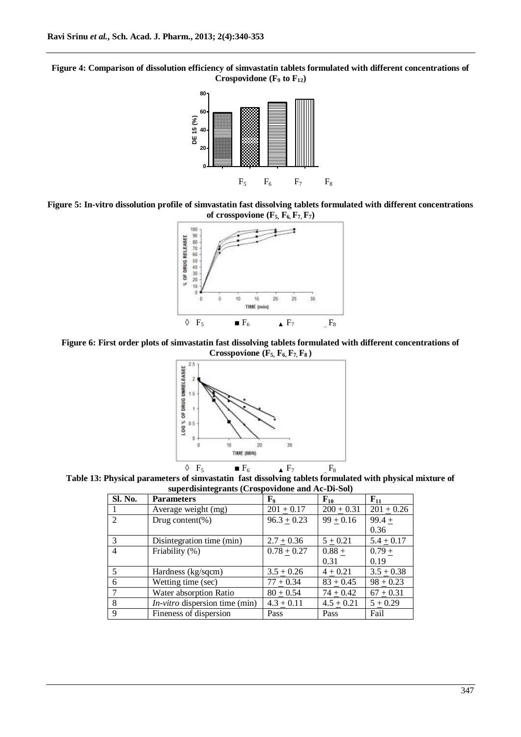**Figure 4: Comparison of dissolution efficiency of simvastatin tablets formulated with different concentrations of Crospovidone ($F_9$ to $F_{12}$)**

$F_5$ $F_6$ $F_7$ $F_8$

**Figure 5: In-vitro dissolution profile of simvastatin fast dissolving tablets formulated with different concentrations of crosspovione ($F_5$, $F_6$, $F_7$, $F_7$)**

◊ $F_5$ ■ $F_6$ ▲ $F_7$ _ $F_8$

**Figure 6: First order plots of simvastatin fast dissolving tablets formulated with different concentrations of Crosspovione ($F_5$, $F_6$, $F_7$, $F_8$ )**

◊ $F_5$ ■ $F_6$ ▲ $F_7$ _ $F_8$

**Table 13: Physical parameters of simvastatin fast dissolving tablets formulated with physical mixture of superdisintegrants (Crospovidone and Ac-Di-Sol)**

| Sl. No. | Parameters | $F_9$ | $F_{10}$ | $F_{11}$ |
|---|---|---|---|---|
| 1 | Average weight (mg) | 201 ± 0.17 | 200 ± 0.31 | 201 ± 0.26 |
| 2 | Drug content(%) | 96.3 ± 0.23 | 99 ± 0.16 | 99.4 ± 0.36 |
| 3 | Disintegration time (min) | 2.7 ± 0.36 | 5 ± 0.21 | 5.4 ± 0.17 |
| 4 | Friability (%) | 0.78 ± 0.27 | 0.88 ± 0.31 | 0.79 ± 0.19 |
| 5 | Hardness (kg/sqcm) | 3.5 ± 0.26 | 4 ± 0.21 | 3.5 ± 0.38 |
| 6 | Wetting time (sec) | 77 ± 0.34 | 83 ± 0.45 | 98 ± 0.23 |
| 7 | Water absorption Ratio | 80 ± 0.54 | 74 ± 0.42 | 67 ± 0.31 |
| 8 | *In-vitro* dispersion time (min) | 4.3 ± 0.11 | 4.5 ± 0.21 | 5 ± 0.29 |
| 9 | Fineness of dispersion | Pass | Pass | Fail |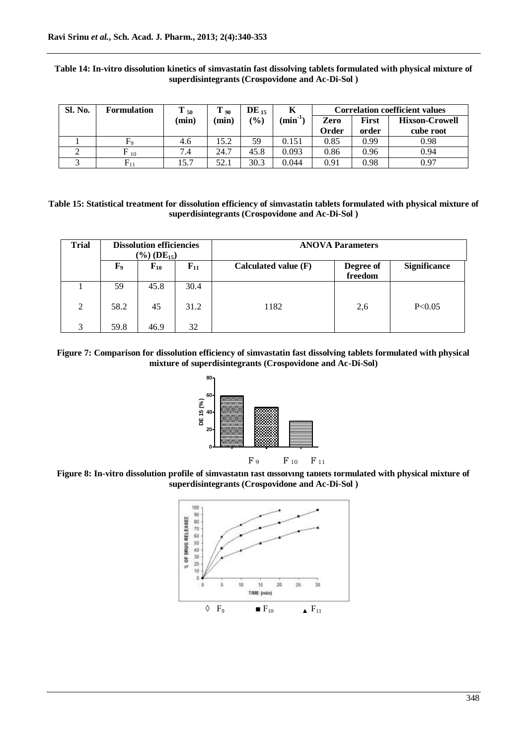**Table 14: In-vitro dissolution kinetics of simvastatin fast dissolving tablets formulated with physical mixture of superdisintegrants (Crospovidone and Ac-Di-Sol )**

| Sl. No. | Formulation | $T_{50}$ (min) | $T_{90}$ (min) | $DE_{15}$ (%) | K ($min^{-1}$) | Correlation coefficient values | | |
|---|---|---|---|---|---|---|---|---|
| | | | | | | Zero Order | First order | Hixson-Crowell cube root |
| 1 | $F_9$ | 4.6 | 15.2 | 59 | 0.151 | 0.85 | 0.99 | 0.98 |
| 2 | $F_{10}$ | 7.4 | 24.7 | 45.8 | 0.093 | 0.86 | 0.96 | 0.94 |
| 3 | $F_{11}$ | 15.7 | 52.1 | 30.3 | 0.044 | 0.91 | 0.98 | 0.97 |

**Table 15: Statistical treatment for dissolution efficiency of simvastatin tablets formulated with physical mixture of superdisintegrants (Crospovidone and Ac-Di-Sol )**

| Trial | Dissolution efficiencies (%) ($DE_{15}$) | | | ANOVA Parameters | | |
|---|---|---|---|---|---|---|
| | $F_9$ | $F_{10}$ | $F_{11}$ | Calculated value (F) | Degree of freedom | Significance |
| 1 | 59 | 45.8 | 30.4 | | | |
| 2 | 58.2 | 45 | 31.2 | 1182 | 2,6 | $P<0.05$ |
| 3 | 59.8 | 46.9 | 32 | | | |

**Figure 7: Comparison for dissolution efficiency of simvastatin fast dissolving tablets formulated with physical mixture of superdisintegrants (Crospovidone and Ac-Di-Sol)**

**Figure 8: In-vitro dissolution profile of simvastatin fast dissolving tablets formulated with physical mixture of superdisintegrants (Crospovidone and Ac-Di-Sol )**

◊ $F_9$ ■ $F_{10}$ ▲ $F_{11}$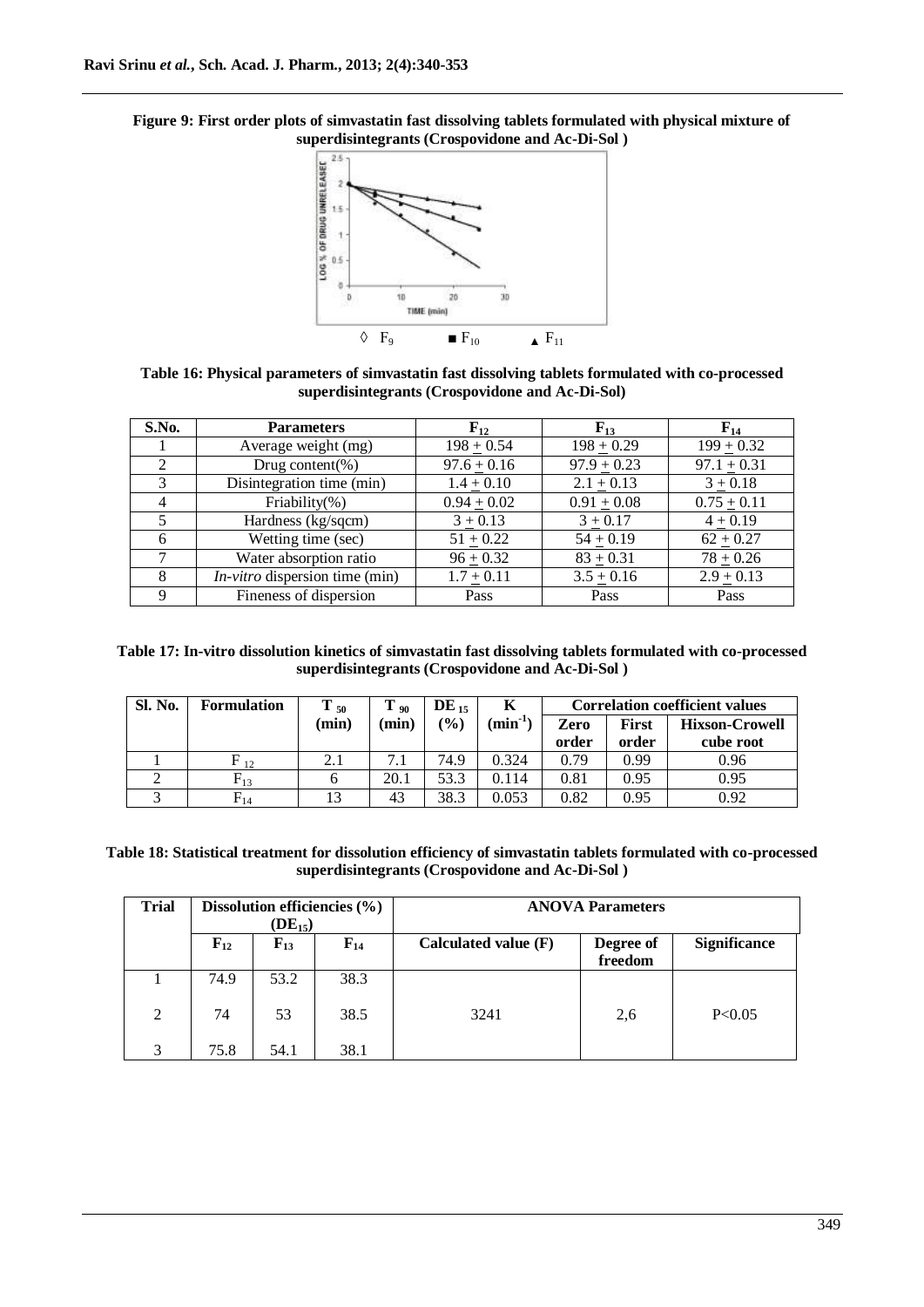**Figure 9: First order plots of simvastatin fast dissolving tablets formulated with physical mixture of superdisintegrants (Crospovidone and Ac-Di-Sol )**

◊ $F_9$ ■ $F_{10}$ ▲ $F_{11}$

**Table 16: Physical parameters of simvastatin fast dissolving tablets formulated with co-processed superdisintegrants (Crospovidone and Ac-Di-Sol)**

| S.No. | Parameters | $F_{12}$ | $F_{13}$ | $F_{14}$ |
|---|---|---|---|---|
| 1 | Average weight (mg) | 198 ± 0.54 | 198 ± 0.29 | 199 ± 0.32 |
| 2 | Drug content(%) | 97.6 ± 0.16 | 97.9 ± 0.23 | 97.1 ± 0.31 |
| 3 | Disintegration time (min) | 1.4 ± 0.10 | 2.1 ± 0.13 | 3 ± 0.18 |
| 4 | Friability(%) | 0.94 ± 0.02 | 0.91 ± 0.08 | 0.75 ± 0.11 |
| 5 | Hardness (kg/sqcm) | 3 ± 0.13 | 3 ± 0.17 | 4 ± 0.19 |
| 6 | Wetting time (sec) | 51 ± 0.22 | 54 ± 0.19 | 62 ± 0.27 |
| 7 | Water absorption ratio | 96 ± 0.32 | 83 ± 0.31 | 78 ± 0.26 |
| 8 | *In-vitro* dispersion time (min) | 1.7 ± 0.11 | 3.5 ± 0.16 | 2.9 ± 0.13 |
| 9 | Fineness of dispersion | Pass | Pass | Pass |

**Table 17: In-vitro dissolution kinetics of simvastatin fast dissolving tablets formulated with co-processed superdisintegrants (Crospovidone and Ac-Di-Sol )**

| Sl. No. | Formulation | $T_{50}$ (min) | $T_{90}$ (min) | $DE_{15}$ (%) | K ($min^{-1}$) | Correlation coefficient values | | |
|---|---|---|---|---|---|---|---|---|
| | | | | | | Zero order | First order | Hixson-Crowell cube root |
| 1 | $F_{12}$ | 2.1 | 7.1 | 74.9 | 0.324 | 0.79 | 0.99 | 0.96 |
| 2 | $F_{13}$ | 6 | 20.1 | 53.3 | 0.114 | 0.81 | 0.95 | 0.95 |
| 3 | $F_{14}$ | 13 | 43 | 38.3 | 0.053 | 0.82 | 0.95 | 0.92 |

**Table 18: Statistical treatment for dissolution efficiency of simvastatin tablets formulated with co-processed superdisintegrants (Crospovidone and Ac-Di-Sol )**

| Trial | Dissolution efficiencies (%) ($DE_{15}$) | | | ANOVA Parameters | | |
|---|---|---|---|---|---|---|
| | $F_{12}$ | $F_{13}$ | $F_{14}$ | Calculated value (F) | Degree of freedom | Significance |
| 1 | 74.9 | 53.2 | 38.3 | | | |
| 2 | 74 | 53 | 38.5 | 3241 | 2,6 | P<0.05 |
| 3 | 75.8 | 54.1 | 38.1 | | | |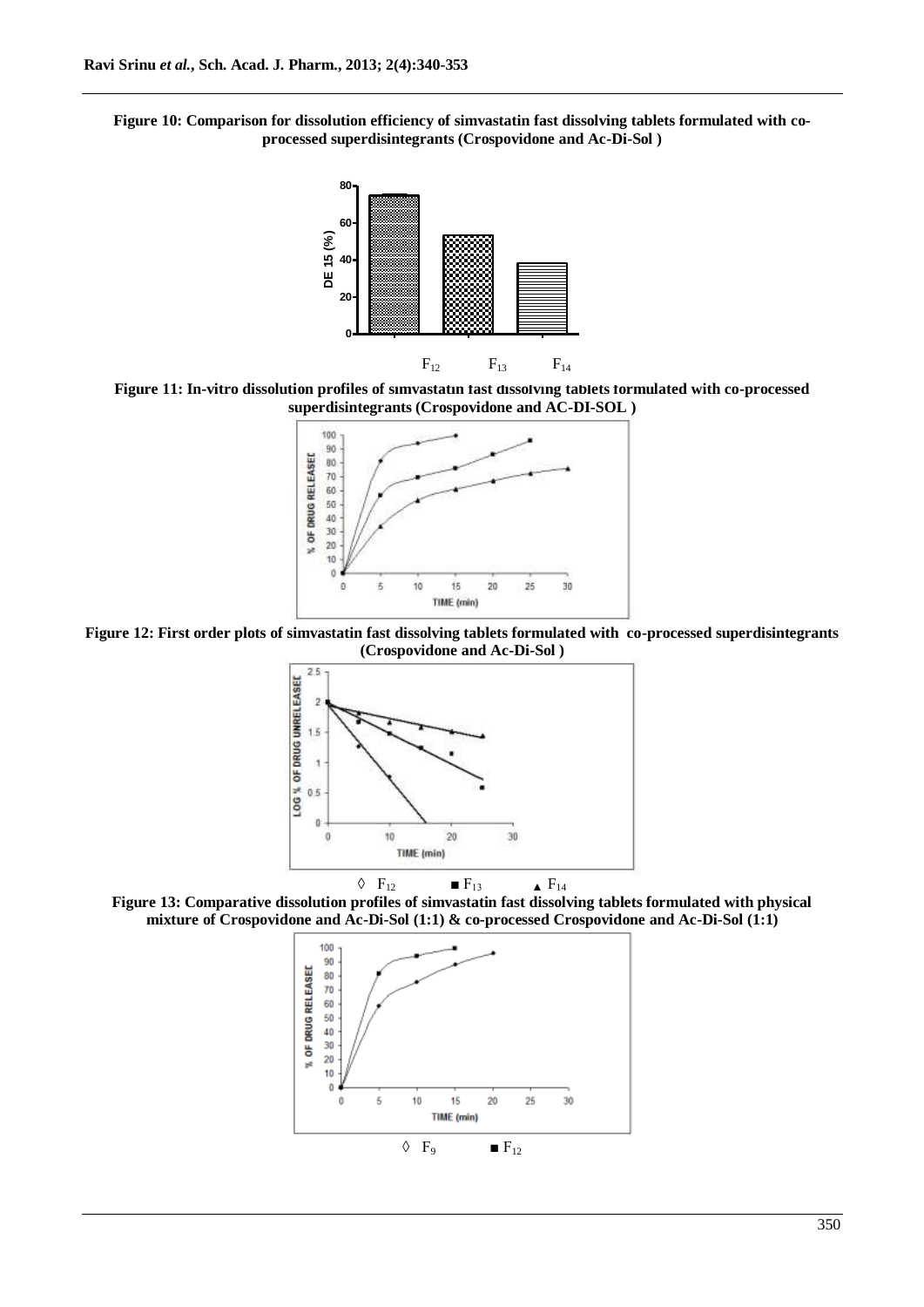**Figure 10: Comparison for dissolution efficiency of simvastatin fast dissolving tablets formulated with co-processed superdisintegrants (Crospovidone and Ac-Di-Sol )**

**Figure 11: In-vitro dissolution profiles of simvastatin fast dissolving tablets formulated with co-processed superdisintegrants (Crospovidone and AC-DI-SOL )**

**Figure 12: First order plots of simvastatin fast dissolving tablets formulated with co-processed superdisintegrants (Crospovidone and Ac-Di-Sol )**

◊ $F_{12}$ ■ $F_{13}$ ▲ $F_{14}$

**Figure 13: Comparative dissolution profiles of simvastatin fast dissolving tablets formulated with physical mixture of Crospovidone and Ac-Di-Sol (1:1) & co-processed Crospovidone and Ac-Di-Sol (1:1)**

◊ $F_9$ ■ $F_{12}$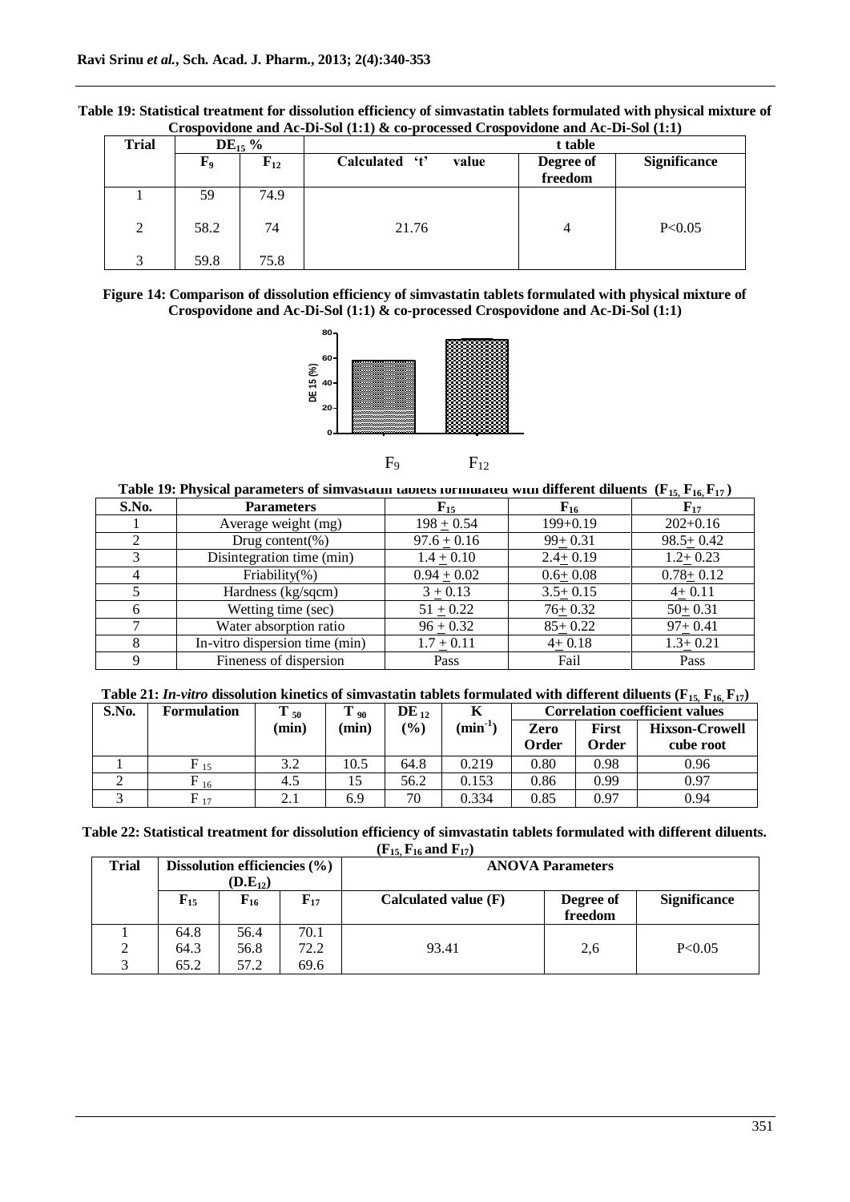**Table 19: Statistical treatment for dissolution efficiency of simvastatin tablets formulated with physical mixture of Crospovidone and Ac-Di-Sol (1:1) & co-processed Crospovidone and Ac-Di-Sol (1:1)**

| Trial | $DE_{15}$ % | | t table | | |
|---|---|---|---|---|---|
| | $F_9$ | $F_{12}$ | Calculated 't' value | Degree of freedom | Significance |
| 1 | 59 | 74.9 | | | |
| 2 | 58.2 | 74 | 21.76 | 4 | P<0.05 |
| 3 | 59.8 | 75.8 | | | |

**Figure 14: Comparison of dissolution efficiency of simvastatin tablets formulated with physical mixture of Crospovidone and Ac-Di-Sol (1:1) & co-processed Crospovidone and Ac-Di-Sol (1:1)**

**Table 19: Physical parameters of simvastatin tablets formulated with different diluents ($F_{15}$, $F_{16}$, $F_{17}$)**

| S.No. | Parameters | $F_{15}$ | $F_{16}$ | $F_{17}$ |
|---|---|---|---|---|
| 1 | Average weight (mg) | 198 ± 0.54 | 199+0.19 | 202+0.16 |
| 2 | Drug content(%) | 97.6 ± 0.16 | 99± 0.31 | 98.5± 0.42 |
| 3 | Disintegration time (min) | 1.4 ± 0.10 | 2.4± 0.19 | 1.2± 0.23 |
| 4 | Friability(%) | 0.94 ± 0.02 | 0.6± 0.08 | 0.78± 0.12 |
| 5 | Hardness (kg/sqcm) | 3 ± 0.13 | 3.5± 0.15 | 4± 0.11 |
| 6 | Wetting time (sec) | 51 ± 0.22 | 76± 0.32 | 50± 0.31 |
| 7 | Water absorption ratio | 96 ± 0.32 | 85± 0.22 | 97± 0.41 |
| 8 | In-vitro dispersion time (min) | 1.7 ± 0.11 | 4± 0.18 | 1.3± 0.21 |
| 9 | Fineness of dispersion | Pass | Fail | Pass |

**Table 21: *In-vitro* dissolution kinetics of simvastatin tablets formulated with different diluents ($F_{15}$, $F_{16}$, $F_{17}$)**

| S.No. | Formulation | $T_{50}$ (min) | $T_{90}$ (min) | $DE_{12}$ (%) | K ($min^{-1}$) | Correlation coefficient values | | |
|---|---|---|---|---|---|---|---|---|
| | | | | | | Zero Order | First Order | Hixson-Crowell cube root |
| 1 | $F_{15}$ | 3.2 | 10.5 | 64.8 | 0.219 | 0.80 | 0.98 | 0.96 |
| 2 | $F_{16}$ | 4.5 | 15 | 56.2 | 0.153 | 0.86 | 0.99 | 0.97 |
| 3 | $F_{17}$ | 2.1 | 6.9 | 70 | 0.334 | 0.85 | 0.97 | 0.94 |

**Table 22: Statistical treatment for dissolution efficiency of simvastatin tablets formulated with different diluents. ($F_{15}$, $F_{16}$ and $F_{17}$)**

| Trial | Dissolution efficiencies (%) ($D.E_{12}$) | | | ANOVA Parameters | | |
|---|---|---|---|---|---|---|
| | $F_{15}$ | $F_{16}$ | $F_{17}$ | Calculated value (F) | Degree of freedom | Significance |
| 1 | 64.8 | 56.4 | 70.1 | | | |
| 2 | 64.3 | 56.8 | 72.2 | 93.41 | 2,6 | P<0.05 |
| 3 | 65.2 | 57.2 | 69.6 | | | |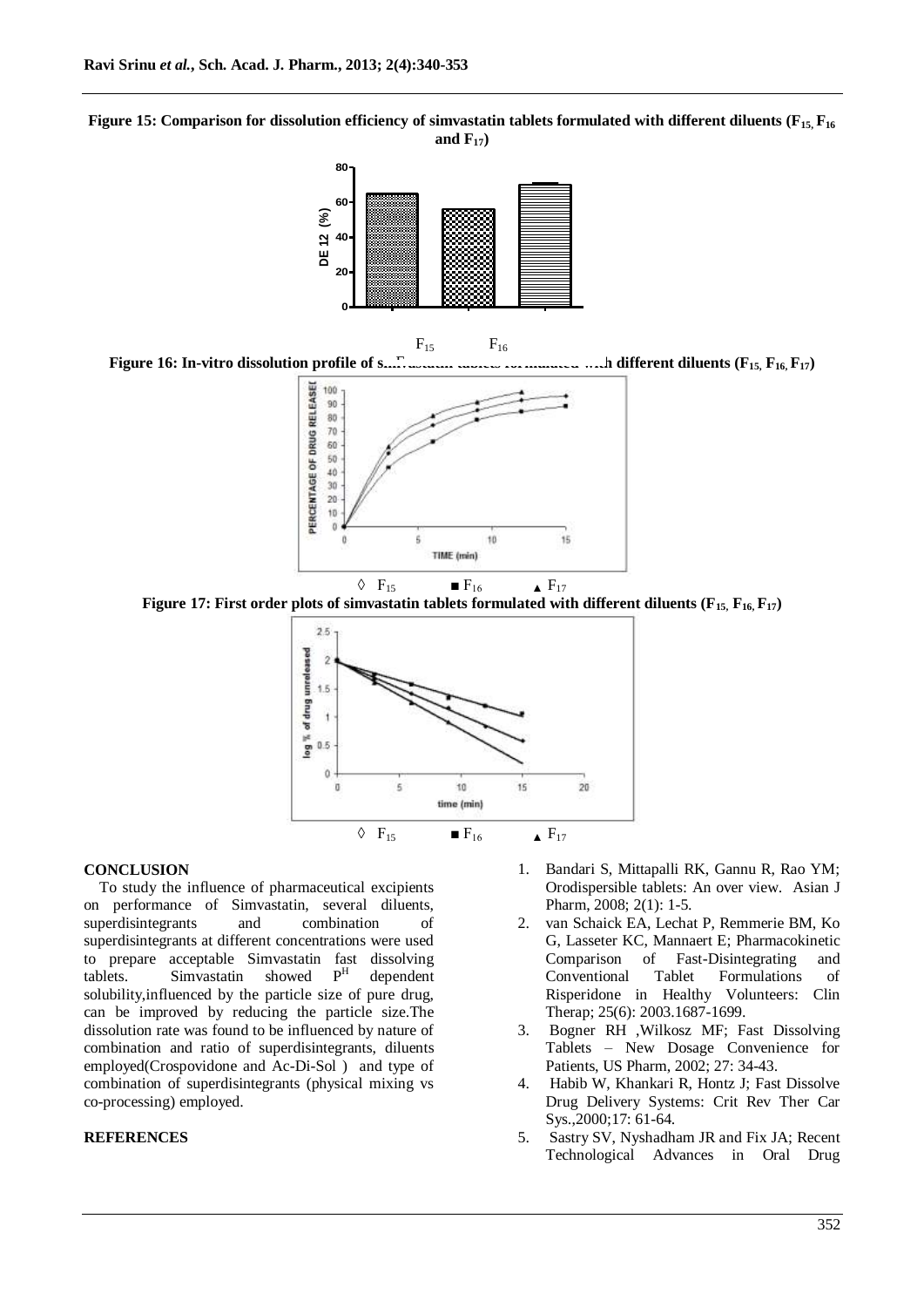**Figure 15: Comparison for dissolution efficiency of simvastatin tablets formulated with different diluents ($F_{15}$, $F_{16}$ and $F_{17}$)**

**Figure 16: In-vitro dissolution profile of simvastatin tablets formulated with different diluents ($F_{15}$, $F_{16}$, $F_{17}$)**

◊ $F_{15}$ ■ $F_{16}$ ▲ $F_{17}$

**Figure 17: First order plots of simvastatin tablets formulated with different diluents ($F_{15}$, $F_{16}$, $F_{17}$)**

◊ $F_{15}$ ■ $F_{16}$ ▲ $F_{17}$

**CONCLUSION**

To study the influence of pharmaceutical excipients on performance of Simvastatin, several diluents, superdisintegrants and combination of superdisintegrants at different concentrations were used to prepare acceptable Simvastatin fast dissolving tablets. Simvastatin showed $P^H$ dependent solubility,influenced by the particle size of pure drug, can be improved by reducing the particle size.The dissolution rate was found to be influenced by nature of combination and ratio of superdisintegrants, diluents employed(Crospovidone and Ac-Di-Sol ) and type of combination of superdisintegrants (physical mixing vs co-processing) employed.

**REFERENCES**

1. Bandari S, Mittapalli RK, Gannu R, Rao YM; Orodispersible tablets: An over view. Asian J Pharm, 2008; 2(1): 1-5.
2. van Schaick EA, Lechat P, Remmerie BM, Ko G, Lasseter KC, Mannaert E; Pharmacokinetic Comparison of Fast-Disintegrating and Conventional Tablet Formulations of Risperidone in Healthy Volunteers: Clin Therap; 25(6): 2003.1687-1699.
3. Bogner RH ,Wilkosz MF; Fast Dissolving Tablets – New Dosage Convenience for Patients, US Pharm, 2002; 27: 34-43.
4. Habib W, Khankari R, Hontz J; Fast Dissolve Drug Delivery Systems: Crit Rev Ther Car Sys.,2000;17: 61-64.
5. Sastry SV, Nyshadham JR and Fix JA; Recent Technological Advances in Oral Drug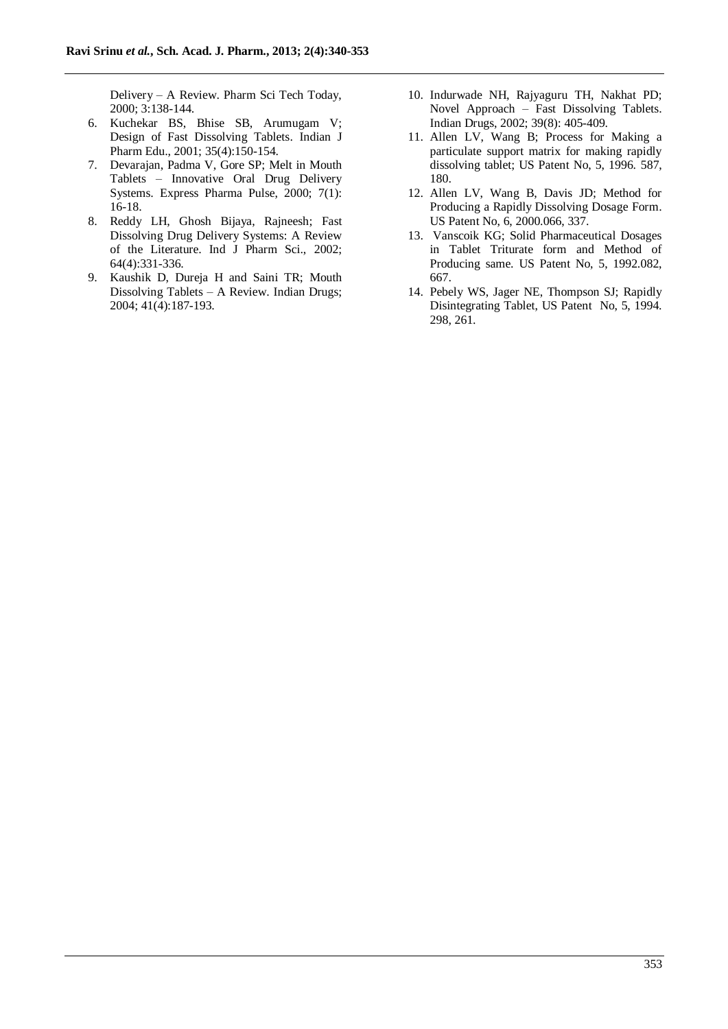Delivery – A Review. Pharm Sci Tech Today, 2000; 3:138-144.

6. Kuchekar BS, Bhise SB, Arumugam V; Design of Fast Dissolving Tablets. Indian J Pharm Edu., 2001; 35(4):150-154.
7. Devarajan, Padma V, Gore SP; Melt in Mouth Tablets – Innovative Oral Drug Delivery Systems. Express Pharma Pulse, 2000; 7(1): 16-18.
8. Reddy LH, Ghosh Bijaya, Rajneesh; Fast Dissolving Drug Delivery Systems: A Review of the Literature. Ind J Pharm Sci., 2002; 64(4):331-336.
9. Kaushik D, Dureja H and Saini TR; Mouth Dissolving Tablets – A Review. Indian Drugs; 2004; 41(4):187-193.
10. Indurwade NH, Rajyaguru TH, Nakhat PD; Novel Approach – Fast Dissolving Tablets. Indian Drugs, 2002; 39(8): 405-409.
11. Allen LV, Wang B; Process for Making a particulate support matrix for making rapidly dissolving tablet; US Patent No, 5, 1996. 587, 180.
12. Allen LV, Wang B, Davis JD; Method for Producing a Rapidly Dissolving Dosage Form. US Patent No, 6, 2000.066, 337.
13. Vanscoik KG; Solid Pharmaceutical Dosages in Tablet Triturate form and Method of Producing same. US Patent No, 5, 1992.082, 667.
14. Pebely WS, Jager NE, Thompson SJ; Rapidly Disintegrating Tablet, US Patent No, 5, 1994. 298, 261.